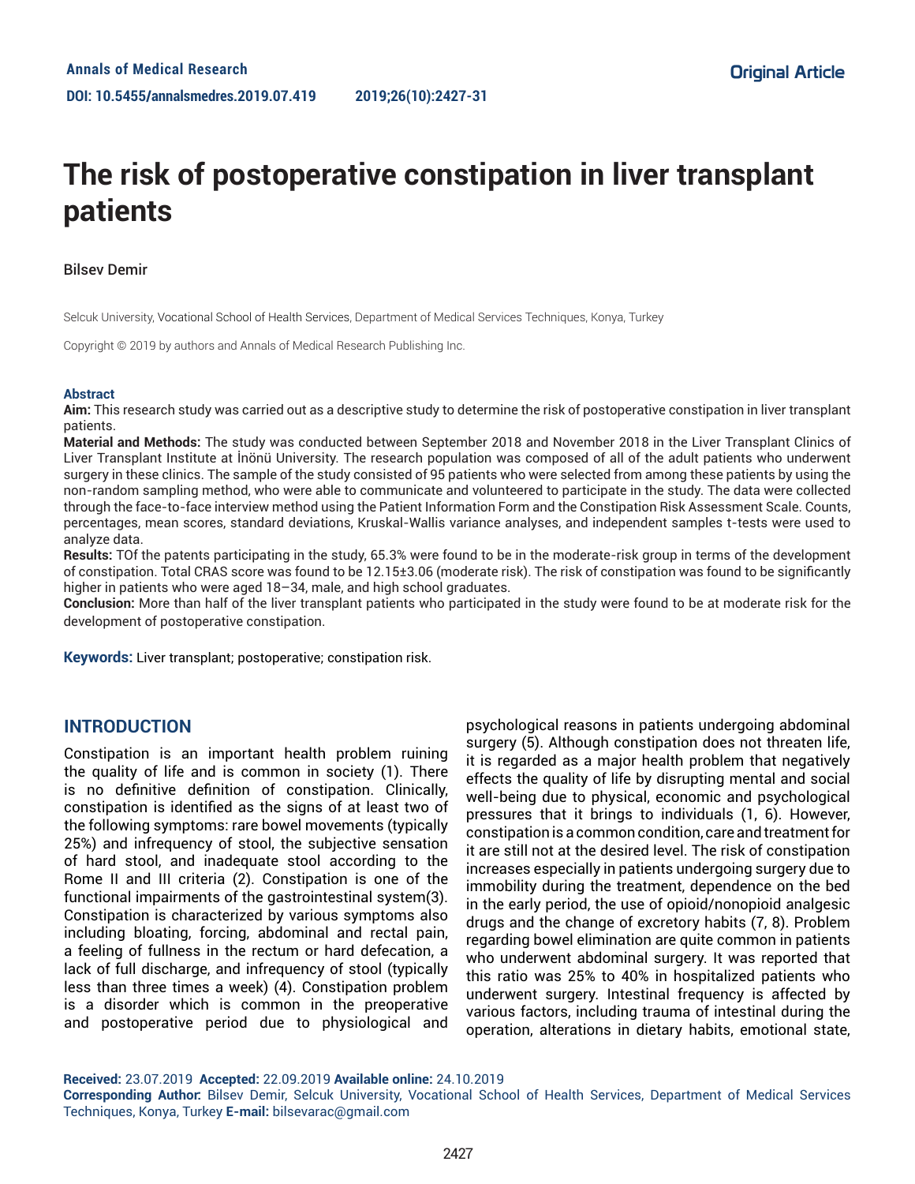Annals of Medical Research

DOI: 10.5455/annalsmedres.2019.07.419

Original Article

# The risk of postoperative constipation in liver transplant patients

Bilsev Demir

Selcuk University, Vocational School of Health Services, Department of Medical Services Techniques, Konya, Turkey

Copyright © 2019 by authors and Annals of Medical Research Publishing Inc.

## Abstract

**Aim:** This research study was carried out as a descriptive study to determine the risk of postoperative constipation in liver transplant patients.

**Material and Methods:** The study was conducted between September 2018 and November 2018 in the Liver Transplant Clinics of Liver Transplant Institute at İnönü University. The research population was composed of all of the adult patients who underwent surgery in these clinics. The sample of the study consisted of 95 patients who were selected from among these patients by using the non-random sampling method, who were able to communicate and volunteered to participate in the study. The data were collected through the face-to-face interview method using the Patient Information Form and the Constipation Risk Assessment Scale. Counts, percentages, mean scores, standard deviations, Kruskal-Wallis variance analyses, and independent samples t-tests were used to analyze data.

**Results:** TOf the patents participating in the study, 65.3% were found to be in the moderate-risk group in terms of the development of constipation. Total CRAS score was found to be 12.15±3.06 (moderate risk). The risk of constipation was found to be significantly higher in patients who were aged 18–34, male, and high school graduates.

**Conclusion:** More than half of the liver transplant patients who participated in the study were found to be at moderate risk for the development of postoperative constipation.

**Keywords:** Liver transplant; postoperative; constipation risk.

## INTRODUCTION

Constipation is an important health problem ruining the quality of life and is common in society (1). There is no definitive definition of constipation. Clinically, constipation is identified as the signs of at least two of the following symptoms: rare bowel movements (typically 25%) and infrequency of stool, the subjective sensation of hard stool, and inadequate stool according to the Rome II and III criteria (2). Constipation is one of the functional impairments of the gastrointestinal system(3). Constipation is characterized by various symptoms also including bloating, forcing, abdominal and rectal pain, a feeling of fullness in the rectum or hard defecation, a lack of full discharge, and infrequency of stool (typically less than three times a week) (4). Constipation problem is a disorder which is common in the preoperative and postoperative period due to physiological and psychological reasons in patients undergoing abdominal surgery (5). Although constipation does not threaten life, it is regarded as a major health problem that negatively effects the quality of life by disrupting mental and social well-being due to physical, economic and psychological pressures that it brings to individuals (1, 6). However, constipation is a common condition, care and treatment for it are still not at the desired level. The risk of constipation increases especially in patients undergoing surgery due to immobility during the treatment, dependence on the bed in the early period, the use of opioid/nonopioid analgesic drugs and the change of excretory habits (7, 8). Problem regarding bowel elimination are quite common in patients who underwent abdominal surgery. It was reported that this ratio was 25% to 40% in hospitalized patients who underwent surgery. Intestinal frequency is affected by various factors, including trauma of intestinal during the operation, alterations in dietary habits, emotional state,

**Received:** 23.07.2019 **Accepted:** 22.09.2019 **Available online:** 24.10.2019

**Corresponding Author:** Bilsev Demir, Selcuk University, Vocational School of Health Services, Department of Medical Services Techniques, Konya, Turkey **E-mail:** bilsevarac@gmail.com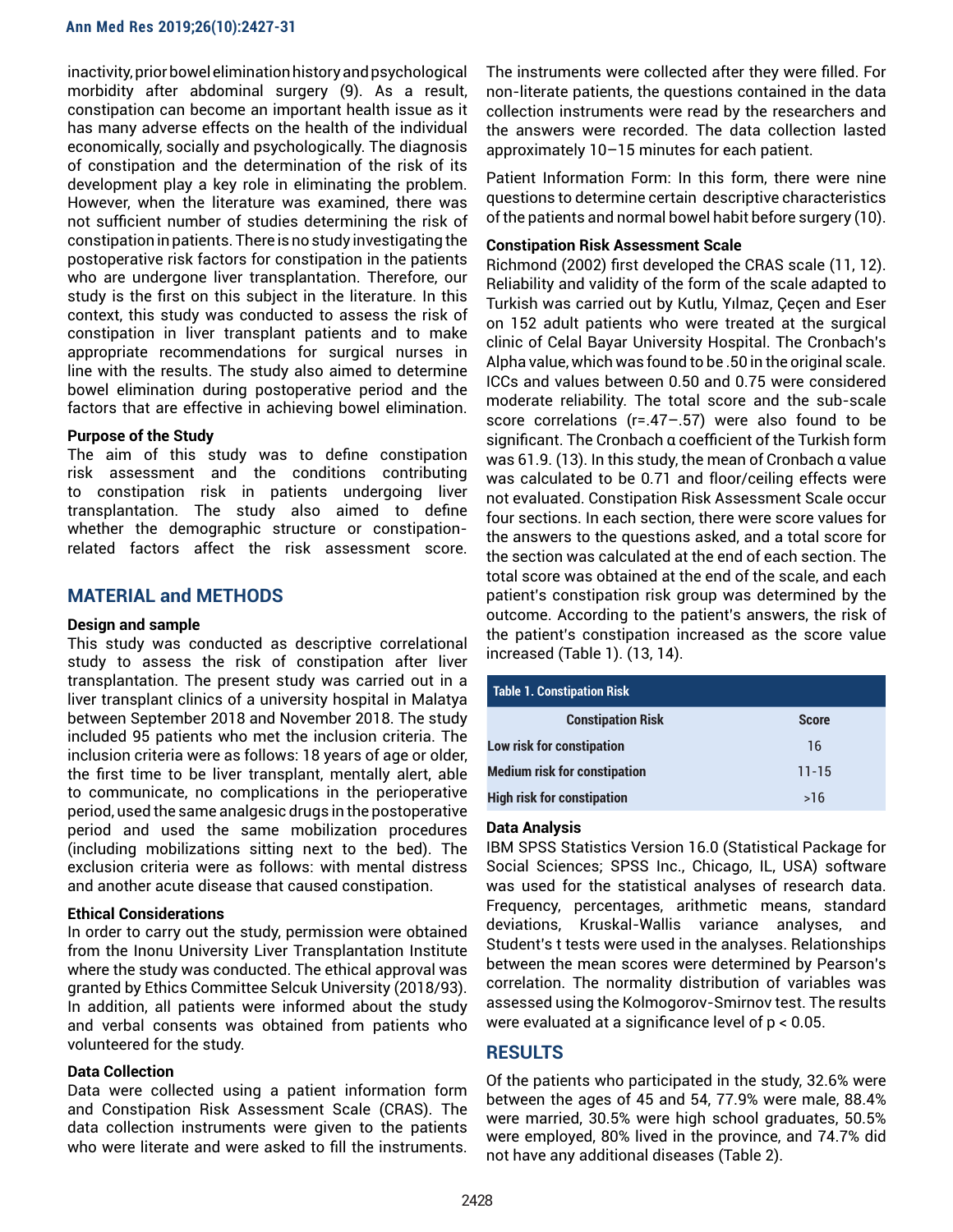inactivity, prior bowel elimination history and psychological morbidity after abdominal surgery (9). As a result, constipation can become an important health issue as it has many adverse effects on the health of the individual economically, socially and psychologically. The diagnosis of constipation and the determination of the risk of its development play a key role in eliminating the problem. However, when the literature was examined, there was not sufficient number of studies determining the risk of constipation in patients. There is no study investigating the postoperative risk factors for constipation in the patients who are undergone liver transplantation. Therefore, our study is the first on this subject in the literature. In this context, this study was conducted to assess the risk of constipation in liver transplant patients and to make appropriate recommendations for surgical nurses in line with the results. The study also aimed to determine bowel elimination during postoperative period and the factors that are effective in achieving bowel elimination.

### Purpose of the Study

The aim of this study was to define constipation risk assessment and the conditions contributing to constipation risk in patients undergoing liver transplantation. The study also aimed to define whether the demographic structure or constipation-related factors affect the risk assessment score.

## MATERIAL and METHODS

### Design and sample

This study was conducted as descriptive correlational study to assess the risk of constipation after liver transplantation. The present study was carried out in a liver transplant clinics of a university hospital in Malatya between September 2018 and November 2018. The study included 95 patients who met the inclusion criteria. The inclusion criteria were as follows: 18 years of age or older, the first time to be liver transplant, mentally alert, able to communicate, no complications in the perioperative period, used the same analgesic drugs in the postoperative period and used the same mobilization procedures (including mobilizations sitting next to the bed). The exclusion criteria were as follows: with mental distress and another acute disease that caused constipation.

### Ethical Considerations

In order to carry out the study, permission were obtained from the Inonu University Liver Transplantation Institute where the study was conducted. The ethical approval was granted by Ethics Committee Selcuk University (2018/93). In addition, all patients were informed about the study and verbal consents was obtained from patients who volunteered for the study.

### Data Collection

Data were collected using a patient information form and Constipation Risk Assessment Scale (CRAS). The data collection instruments were given to the patients who were literate and were asked to fill the instruments. The instruments were collected after they were filled. For non-literate patients, the questions contained in the data collection instruments were read by the researchers and the answers were recorded. The data collection lasted approximately 10–15 minutes for each patient.

Patient Information Form: In this form, there were nine questions to determine certain descriptive characteristics of the patients and normal bowel habit before surgery (10).

### Constipation Risk Assessment Scale

Richmond (2002) first developed the CRAS scale (11, 12). Reliability and validity of the form of the scale adapted to Turkish was carried out by Kutlu, Yılmaz, Çeçen and Eser on 152 adult patients who were treated at the surgical clinic of Celal Bayar University Hospital. The Cronbach's Alpha value, which was found to be .50 in the original scale. ICCs and values between 0.50 and 0.75 were considered moderate reliability. The total score and the sub-scale score correlations (r=.47–.57) were also found to be significant. The Cronbach α coefficient of the Turkish form was 61.9. (13). In this study, the mean of Cronbach α value was calculated to be 0.71 and floor/ceiling effects were not evaluated. Constipation Risk Assessment Scale occur four sections. In each section, there were score values for the answers to the questions asked, and a total score for the section was calculated at the end of each section. The total score was obtained at the end of the scale, and each patient's constipation risk group was determined by the outcome. According to the patient's answers, the risk of the patient's constipation increased as the score value increased (Table 1). (13, 14).

**Table 1. Constipation Risk**

| Constipation Risk | Score |
|---|---|
| Low risk for constipation | 16 |
| Medium risk for constipation | 11-15 |
| High risk for constipation | >16 |

### Data Analysis

IBM SPSS Statistics Version 16.0 (Statistical Package for Social Sciences; SPSS Inc., Chicago, IL, USA) software was used for the statistical analyses of research data. Frequency, percentages, arithmetic means, standard deviations, Kruskal-Wallis variance analyses, and Student's t tests were used in the analyses. Relationships between the mean scores were determined by Pearson's correlation. The normality distribution of variables was assessed using the Kolmogorov-Smirnov test. The results were evaluated at a significance level of $p < 0.05$.

## RESULTS

Of the patients who participated in the study, 32.6% were between the ages of 45 and 54, 77.9% were male, 88.4% were married, 30.5% were high school graduates, 50.5% were employed, 80% lived in the province, and 74.7% did not have any additional diseases (Table 2).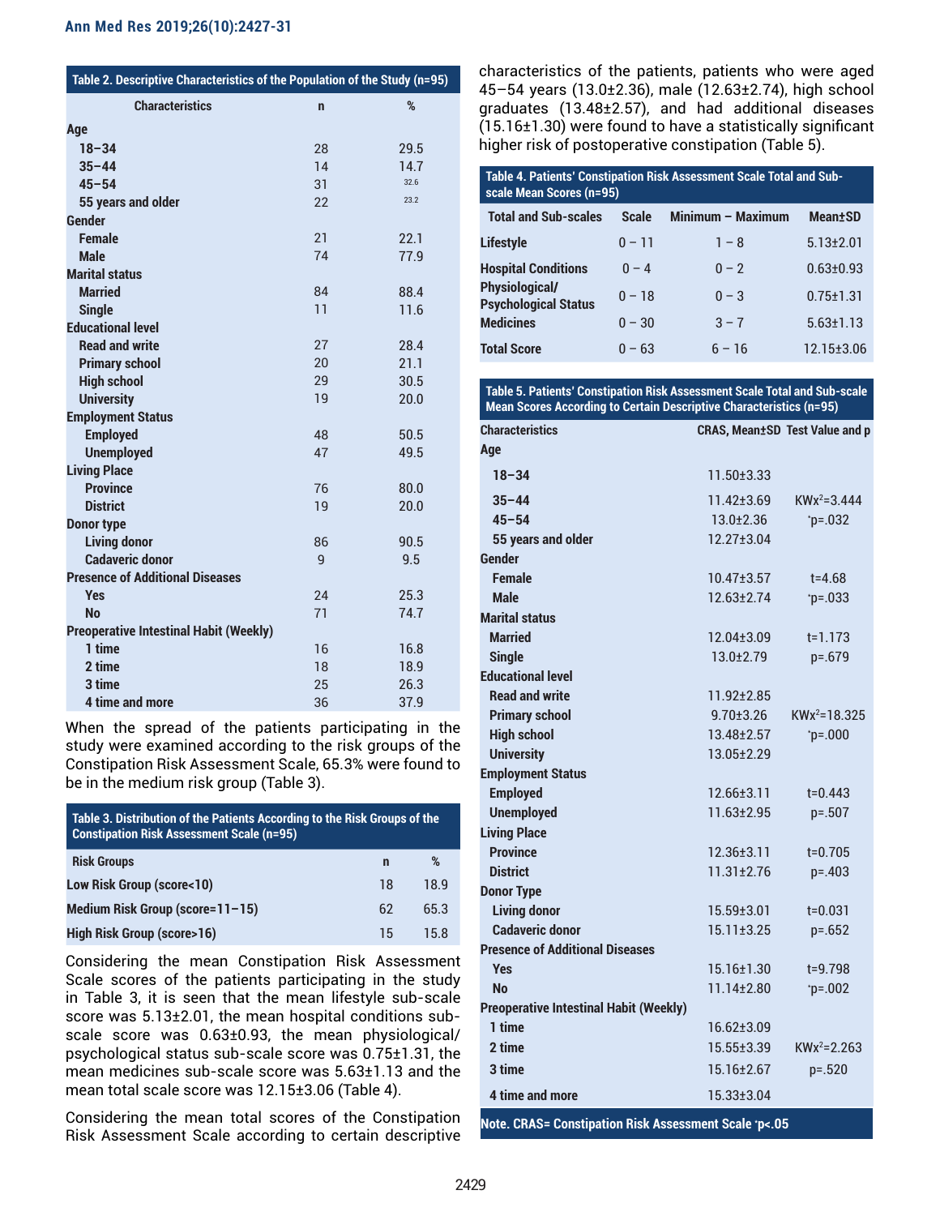**Table 2. Descriptive Characteristics of the Population of the Study (n=95)**

| Characteristics | n | % |
|---|---|---|
| **Age** | | |
| 18–34 | 28 | 29.5 |
| 35–44 | 14 | 14.7 |
| 45–54 | 31 | 32.6 |
| 55 years and older | 22 | 23.2 |
| **Gender** | | |
| Female | 21 | 22.1 |
| Male | 74 | 77.9 |
| **Marital status** | | |
| Married | 84 | 88.4 |
| Single | 11 | 11.6 |
| **Educational level** | | |
| Read and write | 27 | 28.4 |
| Primary school | 20 | 21.1 |
| High school | 29 | 30.5 |
| University | 19 | 20.0 |
| **Employment Status** | | |
| Employed | 48 | 50.5 |
| Unemployed | 47 | 49.5 |
| **Living Place** | | |
| Province | 76 | 80.0 |
| District | 19 | 20.0 |
| **Donor type** | | |
| Living donor | 86 | 90.5 |
| Cadaveric donor | 9 | 9.5 |
| **Presence of Additional Diseases** | | |
| Yes | 24 | 25.3 |
| No | 71 | 74.7 |
| **Preoperative Intestinal Habit (Weekly)** | | |
| 1 time | 16 | 16.8 |
| 2 time | 18 | 18.9 |
| 3 time | 25 | 26.3 |
| 4 time and more | 36 | 37.9 |

When the spread of the patients participating in the study were examined according to the risk groups of the Constipation Risk Assessment Scale, 65.3% were found to be in the medium risk group (Table 3).

**Table 3. Distribution of the Patients According to the Risk Groups of the Constipation Risk Assessment Scale (n=95)**

| Risk Groups | n | % |
|---|---|---|
| Low Risk Group (score<10) | 18 | 18.9 |
| Medium Risk Group (score=11–15) | 62 | 65.3 |
| High Risk Group (score>16) | 15 | 15.8 |

Considering the mean Constipation Risk Assessment Scale scores of the patients participating in the study in Table 3, it is seen that the mean lifestyle sub-scale score was 5.13±2.01, the mean hospital conditions sub-scale score was 0.63±0.93, the mean physiological/ psychological status sub-scale score was 0.75±1.31, the mean medicines sub-scale score was 5.63±1.13 and the mean total scale score was 12.15±3.06 (Table 4).

Considering the mean total scores of the Constipation Risk Assessment Scale according to certain descriptive characteristics of the patients, patients who were aged 45–54 years (13.0±2.36), male (12.63±2.74), high school graduates (13.48±2.57), and had additional diseases (15.16±1.30) were found to have a statistically significant higher risk of postoperative constipation (Table 5).

**Table 4. Patients' Constipation Risk Assessment Scale Total and Sub-scale Mean Scores (n=95)**

| Total and Sub-scales | Scale | Minimum – Maximum | Mean±SD |
|---|---|---|---|
| Lifestyle | 0 – 11 | 1 – 8 | 5.13±2.01 |
| Hospital Conditions | 0 – 4 | 0 – 2 | 0.63±0.93 |
| Physiological/ Psychological Status | 0 – 18 | 0 – 3 | 0.75±1.31 |
| Medicines | 0 – 30 | 3 – 7 | 5.63±1.13 |
| Total Score | 0 – 63 | 6 – 16 | 12.15±3.06 |

**Table 5. Patients' Constipation Risk Assessment Scale Total and Sub-scale Mean Scores According to Certain Descriptive Characteristics (n=95)**

| Characteristics | CRAS, Mean±SD | Test Value and p |
|---|---|---|
| **Age** | | |
| 18–34 | 11.50±3.33 | |
| 35–44 | 11.42±3.69 | $KWx^2$=3.444 |
| 45–54 | 13.0±2.36 | *p=.032 |
| 55 years and older | 12.27±3.04 | |
| **Gender** | | |
| Female | 10.47±3.57 | t=4.68 |
| Male | 12.63±2.74 | *p=.033 |
| **Marital status** | | |
| Married | 12.04±3.09 | t=1.173 |
| Single | 13.0±2.79 | p=.679 |
| **Educational level** | | |
| Read and write | 11.92±2.85 | |
| Primary school | 9.70±3.26 | $KWx^2$=18.325 |
| High school | 13.48±2.57 | *p=.000 |
| University | 13.05±2.29 | |
| **Employment Status** | | |
| Employed | 12.66±3.11 | t=0.443 |
| Unemployed | 11.63±2.95 | p=.507 |
| **Living Place** | | |
| Province | 12.36±3.11 | t=0.705 |
| District | 11.31±2.76 | p=.403 |
| **Donor Type** | | |
| Living donor | 15.59±3.01 | t=0.031 |
| Cadaveric donor | 15.11±3.25 | p=.652 |
| **Presence of Additional Diseases** | | |
| Yes | 15.16±1.30 | t=9.798 |
| No | 11.14±2.80 | *p=.002 |
| **Preoperative Intestinal Habit (Weekly)** | | |
| 1 time | 16.62±3.09 | |
| 2 time | 15.55±3.39 | $KWx^2$=2.263 |
| 3 time | 15.16±2.67 | p=.520 |
| 4 time and more | 15.33±3.04 | |

Note. CRAS= Constipation Risk Assessment Scale *p<.05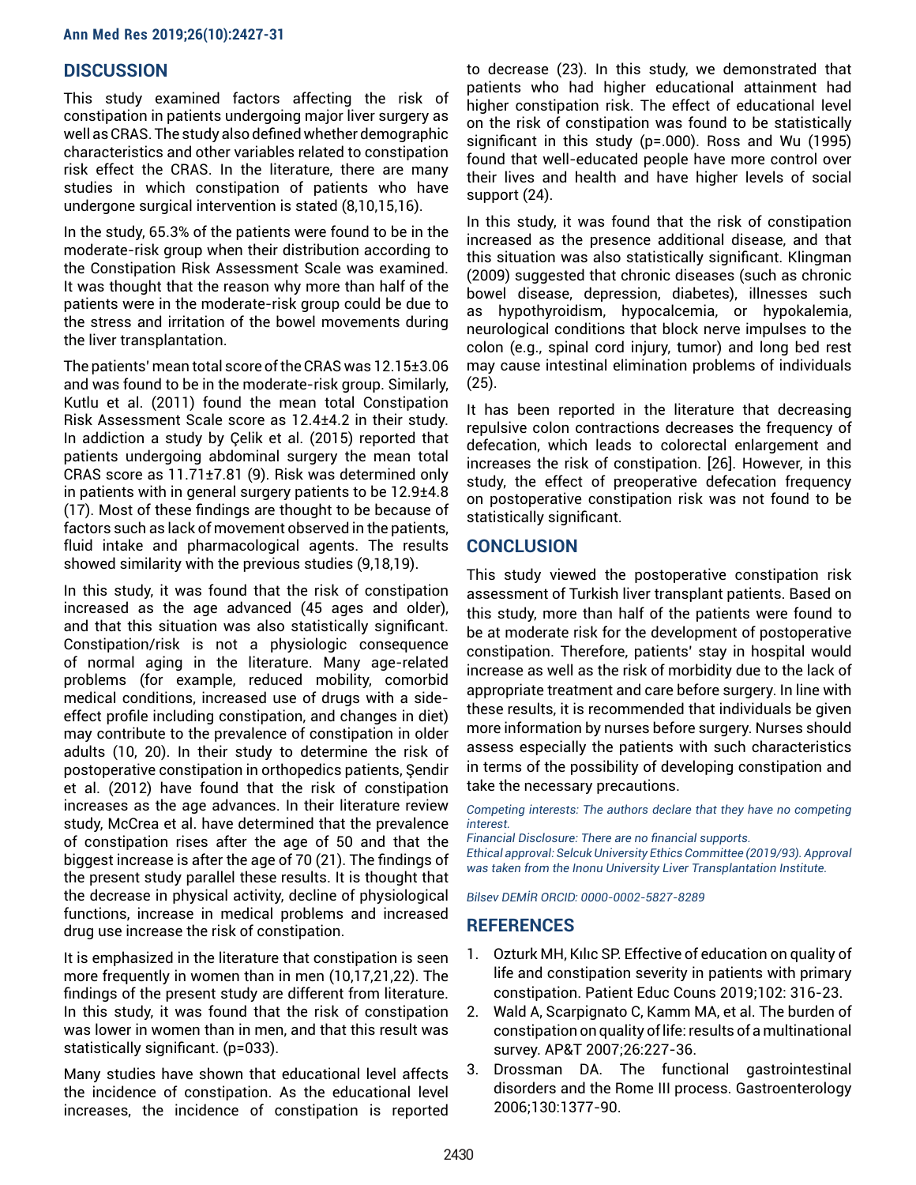## DISCUSSION

This study examined factors affecting the risk of constipation in patients undergoing major liver surgery as well as CRAS. The study also defined whether demographic characteristics and other variables related to constipation risk effect the CRAS. In the literature, there are many studies in which constipation of patients who have undergone surgical intervention is stated (8,10,15,16).

In the study, 65.3% of the patients were found to be in the moderate-risk group when their distribution according to the Constipation Risk Assessment Scale was examined. It was thought that the reason why more than half of the patients were in the moderate-risk group could be due to the stress and irritation of the bowel movements during the liver transplantation.

The patients' mean total score of the CRAS was 12.15±3.06 and was found to be in the moderate-risk group. Similarly, Kutlu et al. (2011) found the mean total Constipation Risk Assessment Scale score as 12.4±4.2 in their study. In addiction a study by Çelik et al. (2015) reported that patients undergoing abdominal surgery the mean total CRAS score as 11.71±7.81 (9). Risk was determined only in patients with in general surgery patients to be 12.9±4.8 (17). Most of these findings are thought to be because of factors such as lack of movement observed in the patients, fluid intake and pharmacological agents. The results showed similarity with the previous studies (9,18,19).

In this study, it was found that the risk of constipation increased as the age advanced (45 ages and older), and that this situation was also statistically significant. Constipation/risk is not a physiologic consequence of normal aging in the literature. Many age-related problems (for example, reduced mobility, comorbid medical conditions, increased use of drugs with a side-effect profile including constipation, and changes in diet) may contribute to the prevalence of constipation in older adults (10, 20). In their study to determine the risk of postoperative constipation in orthopedics patients, Şendir et al. (2012) have found that the risk of constipation increases as the age advances. In their literature review study, McCrea et al. have determined that the prevalence of constipation rises after the age of 50 and that the biggest increase is after the age of 70 (21). The findings of the present study parallel these results. It is thought that the decrease in physical activity, decline of physiological functions, increase in medical problems and increased drug use increase the risk of constipation.

It is emphasized in the literature that constipation is seen more frequently in women than in men (10,17,21,22). The findings of the present study are different from literature. In this study, it was found that the risk of constipation was lower in women than in men, and that this result was statistically significant. (p=033).

Many studies have shown that educational level affects the incidence of constipation. As the educational level increases, the incidence of constipation is reported to decrease (23). In this study, we demonstrated that patients who had higher educational attainment had higher constipation risk. The effect of educational level on the risk of constipation was found to be statistically significant in this study (p=.000). Ross and Wu (1995) found that well-educated people have more control over their lives and health and have higher levels of social support (24).

In this study, it was found that the risk of constipation increased as the presence additional disease, and that this situation was also statistically significant. Klingman (2009) suggested that chronic diseases (such as chronic bowel disease, depression, diabetes), illnesses such as hypothyroidism, hypocalcemia, or hypokalemia, neurological conditions that block nerve impulses to the colon (e.g., spinal cord injury, tumor) and long bed rest may cause intestinal elimination problems of individuals (25).

It has been reported in the literature that decreasing repulsive colon contractions decreases the frequency of defecation, which leads to colorectal enlargement and increases the risk of constipation. [26]. However, in this study, the effect of preoperative defecation frequency on postoperative constipation risk was not found to be statistically significant.

## CONCLUSION

This study viewed the postoperative constipation risk assessment of Turkish liver transplant patients. Based on this study, more than half of the patients were found to be at moderate risk for the development of postoperative constipation. Therefore, patients' stay in hospital would increase as well as the risk of morbidity due to the lack of appropriate treatment and care before surgery. In line with these results, it is recommended that individuals be given more information by nurses before surgery. Nurses should assess especially the patients with such characteristics in terms of the possibility of developing constipation and take the necessary precautions.

*Competing interests: The authors declare that they have no competing interest.*
*Financial Disclosure: There are no financial supports.*
*Ethical approval: Selcuk University Ethics Committee (2019/93). Approval was taken from the Inonu University Liver Transplantation Institute.*

*Bilsev DEMİR ORCID: 0000-0002-5827-8289*

## REFERENCES

1. Ozturk MH, Kılıc SP. Effective of education on quality of life and constipation severity in patients with primary constipation. Patient Educ Couns 2019;102: 316-23.
2. Wald A, Scarpignato C, Kamm MA, et al. The burden of constipation on quality of life: results of a multinational survey. AP&T 2007;26:227-36.
3. Drossman DA. The functional gastrointestinal disorders and the Rome III process. Gastroenterology 2006;130:1377-90.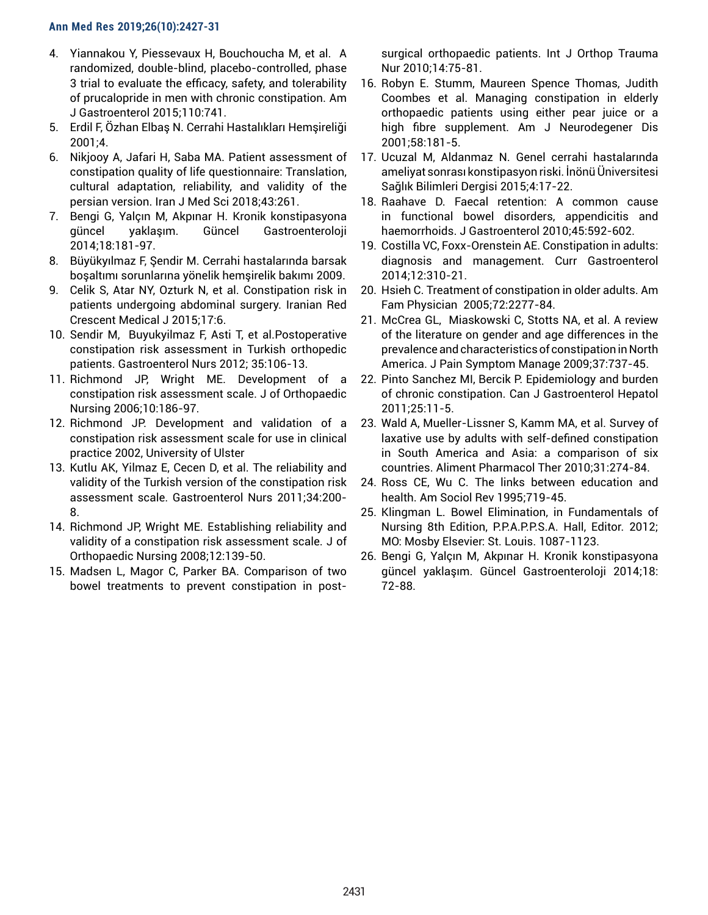4. Yiannakou Y, Piessevaux H, Bouchoucha M, et al. A randomized, double-blind, placebo-controlled, phase 3 trial to evaluate the efficacy, safety, and tolerability of prucalopride in men with chronic constipation. Am J Gastroenterol 2015;110:741.
5. Erdil F, Özhan Elbaş N. Cerrahi Hastalıkları Hemşireliği 2001;4.
6. Nikjooy A, Jafari H, Saba MA. Patient assessment of constipation quality of life questionnaire: Translation, cultural adaptation, reliability, and validity of the persian version. Iran J Med Sci 2018;43:261.
7. Bengi G, Yalçın M, Akpınar H. Kronik konstipasyona güncel yaklaşım. Güncel Gastroenteroloji 2014;18:181-97.
8. Büyükyılmaz F, Şendir M. Cerrahi hastalarında barsak boşaltımı sorunlarına yönelik hemşirelik bakımı 2009.
9. Celik S, Atar NY, Ozturk N, et al. Constipation risk in patients undergoing abdominal surgery. Iranian Red Crescent Medical J 2015;17:6.
10. Sendir M, Buyukyilmaz F, Asti T, et al.Postoperative constipation risk assessment in Turkish orthopedic patients. Gastroenterol Nurs 2012; 35:106-13.
11. Richmond JP, Wright ME. Development of a constipation risk assessment scale. J of Orthopaedic Nursing 2006;10:186-97.
12. Richmond JP. Development and validation of a constipation risk assessment scale for use in clinical practice 2002, University of Ulster
13. Kutlu AK, Yilmaz E, Cecen D, et al. The reliability and validity of the Turkish version of the constipation risk assessment scale. Gastroenterol Nurs 2011;34:200-8.
14. Richmond JP, Wright ME. Establishing reliability and validity of a constipation risk assessment scale. J of Orthopaedic Nursing 2008;12:139-50.
15. Madsen L, Magor C, Parker BA. Comparison of two bowel treatments to prevent constipation in post-surgical orthopaedic patients. Int J Orthop Trauma Nur 2010;14:75-81.
16. Robyn E. Stumm, Maureen Spence Thomas, Judith Coombes et al. Managing constipation in elderly orthopaedic patients using either pear juice or a high fibre supplement. Am J Neurodegener Dis 2001;58:181-5.
17. Ucuzal M, Aldanmaz N. Genel cerrahi hastalarında ameliyat sonrası konstipasyon riski. İnönü Üniversitesi Sağlık Bilimleri Dergisi 2015;4:17-22.
18. Raahave D. Faecal retention: A common cause in functional bowel disorders, appendicitis and haemorrhoids. J Gastroenterol 2010;45:592-602.
19. Costilla VC, Foxx-Orenstein AE. Constipation in adults: diagnosis and management. Curr Gastroenterol 2014;12:310-21.
20. Hsieh C. Treatment of constipation in older adults. Am Fam Physician 2005;72:2277-84.
21. McCrea GL, Miaskowski C, Stotts NA, et al. A review of the literature on gender and age differences in the prevalence and characteristics of constipation in North America. J Pain Symptom Manage 2009;37:737-45.
22. Pinto Sanchez MI, Bercik P. Epidemiology and burden of chronic constipation. Can J Gastroenterol Hepatol 2011;25:11-5.
23. Wald A, Mueller-Lissner S, Kamm MA, et al. Survey of laxative use by adults with self-defined constipation in South America and Asia: a comparison of six countries. Aliment Pharmacol Ther 2010;31:274-84.
24. Ross CE, Wu C. The links between education and health. Am Sociol Rev 1995;719-45.
25. Klingman L. Bowel Elimination, in Fundamentals of Nursing 8th Edition, P.P.A.P.P.S.A. Hall, Editor. 2012; MO: Mosby Elsevier: St. Louis. 1087-1123.
26. Bengi G, Yalçın M, Akpınar H. Kronik konstipasyona güncel yaklaşım. Güncel Gastroenteroloji 2014;18: 72-88.